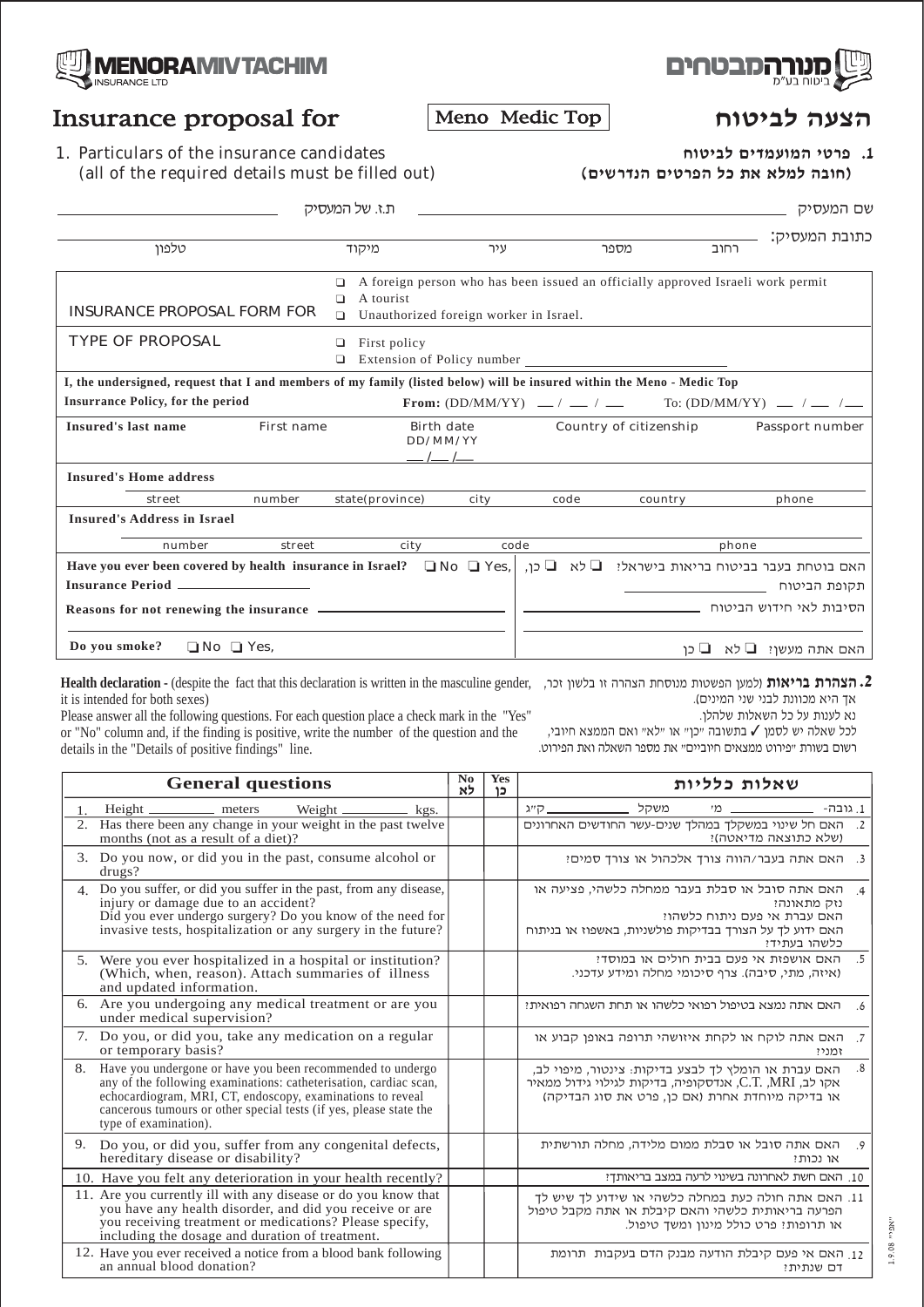MENORAMIVTACHIM INSURANCE LTD

מנורהמבטחים ביטוח בע"מ

# Insurance proposal for **Meno Medic Top** הצעה לביטוח

1. Particulars of the insurance candidates (all of the required details must be filled out)

**1. פרטי המועמדים לביטוח (חובה למלא את כל הפרטים הנדרשים)**

שם המעסיק ______ ת.ז. של המעסיק ______

כתובת המעסיק: רחוב ______ מספר ______ עיר ______ מיקוד ______ טלפון ______

INSURANCE PROPOSAL FORM FOR
- ❑ A foreign person who has been issued an officially approved Israeli work permit
- ❑ A tourist
- ❑ Unauthorized foreign worker in Israel.

TYPE OF PROPOSAL
- ❑ First policy
- ❑ Extension of Policy number ______

**I, the undersigned, request that I and members of my family (listed below) will be insured within the Meno - Medic Top Insurrance Policy, for the period** **From:** (DD/MM/YY) __ / __ / __ To: (DD/MM/YY) __ / __ / __

| Insured's last name | First name | Birth date DD/MM/YY | Country of citizenship | Passport number |
|---|---|---|---|---|
| | | __/__/__ | | |

**Insured's Home address**

street | number | state(province) | city | code | country | phone

**Insured's Address in Israel**

number | street | city | code | phone

**Have you ever been covered by health insurance in Israel?** ❑ No ❑ Yes, | האם בוטחת בעבר בביטוח בריאות בישראל? ❑ לא ❑ כן,

**Insurance Period** ______ | תקופת הביטוח ______

**Reasons for not renewing the insurance** ______ | הסיבות לאי חידוש הביטוח ______

**Do you smoke?** ❑ No ❑ Yes, | האם אתה מעשן? ❑ לא ❑ כן

**Health declaration -** (despite the fact that this declaration is written in the masculine gender, it is intended for both sexes)
Please answer all the following questions. For each question place a check mark in the "Yes" or "No" column and, if the finding is positive, write the number of the question and the details in the "Details of positive findings" line.

**2. הצהרת בריאות** (למען הפשטות מנוסחת הצהרה זו בלשון זכר, אך היא מכוונת לבני שני המינים).
נא לענות על כל השאלות שלהלן.
לכל שאלה יש לסמן ✓ בתשובה "כן" או "לא" ואם הממצא חיובי, רשום בשורת "פירוט ממצאים חיוביים" את מספר השאלה ואת הפירוט.

| General questions | No לא | Yes כן | שאלות כלליות |
|---|---|---|---|
| 1. Height ______ meters Weight ______ kgs. | | | 1. גובה- ______ מ׳ משקל ______ ק״ג |
| 2. Has there been any change in your weight in the past twelve months (not as a result of a diet)? | | | 2. האם חל שינוי במשקלך במהלך שנים-עשר החודשים האחרונים (שלא כתוצאה מדיאטה)? |
| 3. Do you now, or did you in the past, consume alcohol or drugs? | | | 3. האם אתה בעבר/הווה צורך אלכוהול או צורך סמים? |
| 4. Do you suffer, or did you suffer in the past, from any disease, injury or damage due to an accident? Did you ever undergo surgery? Do you know of the need for invasive tests, hospitalization or any surgery in the future? | | | 4. האם אתה סובל או סבלת בעבר ממחלה כלשהי, פציעה או נזק מתאונה? האם עברת אי פעם ניתוח כלשהו? האם ידוע לך על הצורך בבדיקות פולשניות, באשפוז או בניתוח כלשהו בעתיד? |
| 5. Were you ever hospitalized in a hospital or institution? (Which, when, reason). Attach summaries of illness and updated information. | | | 5. האם אושפזת אי פעם בבית חולים או במוסד? (איזה, מתי, סיבה). צרף סיכומי מחלה ומידע עדכני. |
| 6. Are you undergoing any medical treatment or are you under medical supervision? | | | 6. האם אתה נמצא בטיפול רפואי כלשהו או תחת השגחה רפואית? |
| 7. Do you, or did you, take any medication on a regular or temporary basis? | | | 7. האם אתה לוקח או לקחת איזושהי תרופה באופן קבוע או זמני? |
| 8. Have you undergone or have you been recommended to undergo any of the following examinations: catheterisation, cardiac scan, echocardiogram, MRI, CT, endoscopy, examinations to reveal cancerous tumours or other special tests (if yes, please state the type of examination). | | | 8. האם עברת או הומלץ לך לבצע בדיקות: צינטור, מיפוי לב, אקו לב, C.T. ,MRI, אנדסקופיה, בדיקות לגילוי גידול ממאיר או בדיקה מיוחדת אחרת (אם כן, פרט את סוג הבדיקה) |
| 9. Do you, or did you, suffer from any congenital defects, hereditary disease or disability? | | | 9. האם אתה סובל או סבלת ממום מלידה, מחלה תורשתית או נכות? |
| 10. Have you felt any deterioration in your health recently? | | | 10. האם חשת לאחרונה בשינוי לרעה במצב בריאותך? |
| 11. Are you currently ill with any disease or do you know that you have any health disorder, and did you receive or are you receiving treatment or medications? Please specify, including the dosage and duration of treatment. | | | 11. האם אתה חולה כעת במחלה כלשהי או שידוע לך שיש לך הפרעה בריאותית כלשהי והאם קיבלת או אתה מקבל טיפול או תרופות? פרט כולל מינון ומשך טיפול. |
| 12. Have you ever received a notice from a blood bank following an annual blood donation? | | | 12. האם אי פעם קיבלת הודעה מבנק הדם בעקבות תרומת דם שנתית? |

1.9.08 "אפי"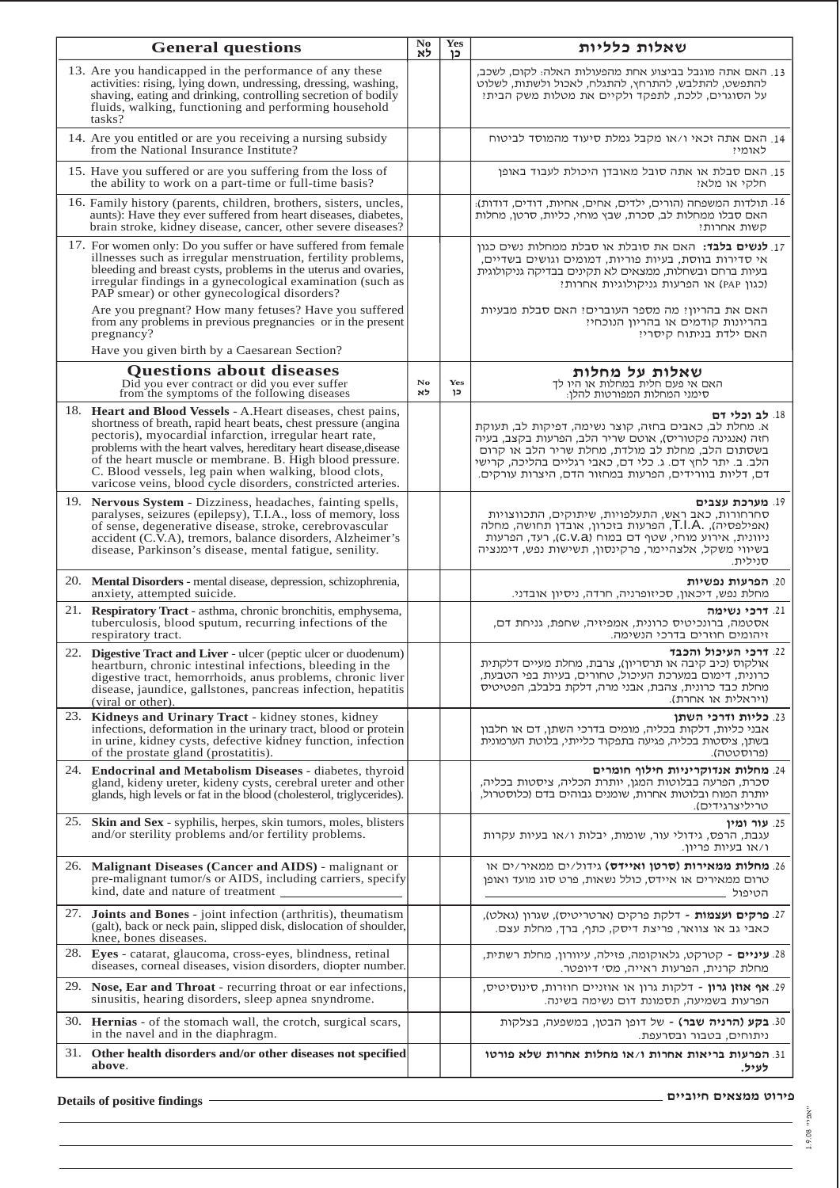| General questions | No<br>לא | Yes<br>כן | שאלות כלליות |
|---|---|---|---|
| 13. Are you handicapped in the performance of any these activities: rising, lying down, undressing, dressing, washing, shaving, eating and drinking, controlling secretion of bodily fluids, walking, functioning and performing household tasks? | | | 13. האם אתה מוגבל בביצוע אחת מהפעולות האלה: לקום, לשכב, להתפשט, להתלבש, להתרחץ, להתגלח, לאכול ולשתות, לשלוט על הסוגרים, ללכת, לתפקד ולקיים את מטלות משק הבית? |
| 14. Are you entitled or are you receiving a nursing subsidy from the National Insurance Institute? | | | 14. האם אתה זכאי ו/או מקבל גמלת סיעוד מהמוסד לביטוח לאומי? |
| 15. Have you suffered or are you suffering from the loss of the ability to work on a part-time or full-time basis? | | | 15. האם סבלת או אתה סובל מאובדן היכולת לעבוד באופן חלקי או מלא? |
| 16. Family history (parents, children, brothers, sisters, uncles, aunts): Have they ever suffered from heart diseases, diabetes, brain stroke, kidney disease, cancer, other severe diseases? | | | 16. תולדות המשפחה (הורים, ילדים, אחים, אחיות, דודים, דודות): האם סבלו ממחלות לב, סכרת, שבץ מוחי, כליות, סרטן, מחלות קשות אחרות? |
| 17. For women only: Do you suffer or have suffered from female illnesses such as irregular menstruation, fertility problems, bleeding and breast cysts, problems in the uterus and ovaries, irregular findings in a gynecological examination (such as PAP smear) or other gynecological disorders?<br>Are you pregnant? How many fetuses? Have you suffered from any problems in previous pregnancies or in the present pregnancy?<br>Have you given birth by a Caesarean Section? | | | 17. **לנשים בלבד:** האם את סובלת או סבלת ממחלות נשים כגון אי סדירות בווסת, בעיות פוריות, דמומים וגושים בשדיים, בעיות ברחם ובשחלות, ממצאים לא תקינים בבדיקה גניקולוגית (כגון PAP) או הפרעות גניקולוגיות אחרות?<br>האם את בהריון? מה מספר העוברים? האם סבלת מבעיות בהריונות קודמים או בהריון הנוכחי?<br>האם ילדת בניתוח קיסרי? |

| **Questions about diseases**<br>Did you ever contract or did you ever suffer from the symptoms of the following diseases | No<br>לא | Yes<br>כן | **שאלות על מחלות**<br>האם אי פעם חלית במחלות או היו לך סימני המחלות המפורטות להלן: |
|---|---|---|---|
| 18. **Heart and Blood Vessels** - A.Heart diseases, chest pains, shortness of breath, rapid heart beats, chest pressure (angina pectoris), myocardial infarction, irregular heart rate, problems with the heart valves, hereditary heart disease,disease of the heart muscle or membrane. B. High blood pressure. C. Blood vessels, leg pain when walking, blood clots, varicose veins, blood cycle disorders, constricted arteries. | | | 18. **לב וכלי דם**<br>א. מחלת לב, כאבים בחזה, קוצר נשימה, דפיקות לב, תעוקת חזה (אנגינה פקטוריס), אוטם שריר הלב, הפרעות בקצב, בעיה בשסתום הלב, מחלת לב מולדת, מחלת שריר הלב או קרום הלב. ב. יתר לחץ דם. ג. כלי דם, כאבי רגליים בהליכה, קרישי דם, דליות בוורידים, הפרעות במחזור הדם, היצרות עורקים. |
| 19. **Nervous System** - Dizziness, headaches, fainting spells, paralyses, seizures (epilepsy), T.I.A., loss of memory, loss of sense, degenerative disease, stroke, cerebrovascular accident (C.V.A), tremors, balance disorders, Alzheimer's disease, Parkinson's disease, mental fatigue, senility. | | | 19. **מערכת עצבים**<br>סחרחורות, כאב ראש, התעלפויות, שיתוקים, התכווצויות (אפילפסיה), .T.I.A, הפרעות בזכרון, אובדן תחושה, מחלה ניוונית, אירוע מוחי, שטף דם במוח (c.v.a), רעד, הפרעות בשיווי משקל, אלצהיימר, פרקינסון, תשישות נפש, דימנציה סנילית. |
| 20. **Mental Disorders** - mental disease, depression, schizophrenia, anxiety, attempted suicide. | | | 20. **הפרעות נפשיות**<br>מחלת נפש, דיכאון, סכיזופרניה, חרדה, ניסיון אובדני. |
| 21. **Respiratory Tract** - asthma, chronic bronchitis, emphysema, tuberculosis, blood sputum, recurring infections of the respiratory tract. | | | 21. **דרכי נשימה**<br>אסטמה, ברונכיטיס כרונית, אמפיזמה, שחפת, גניחת דם, זיהומים חוזרים בדרכי הנשימה. |
| 22. **Digestive Tract and Liver** - ulcer (peptic ulcer or duodenum) heartburn, chronic intestinal infections, bleeding in the digestive tract, hemorrhoids, anus problems, chronic liver disease, jaundice, gallstones, pancreas infection, hepatitis (viral or other). | | | 22. **דרכי העיכול והכבד**<br>אולקוס (כיב קיבה או תריסריון), צרבת, מחלת מעיים דלקתית כרונית, דימום במערכת העיכול, טחורים, בעיות בפי הטבעת, מחלת כבד כרונית, צהבת, אבני מרה, דלקת בלבלב, הפטיטיס (ויראלית או אחרת). |
| 23. **Kidneys and Urinary Tract** - kidney stones, kidney infections, deformation in the urinary tract, blood or protein in urine, kidney cysts, defective kidney function, infection of the prostate gland (prostatitis). | | | 23. **כליות ודרכי השתן**<br>אבני כליות, דלקות בכליה, מומים בדרכי השתן, דם או חלבון בשתן, ציסטות בכליה, פגיעה בתפקוד כלייתי, בלוטת הערמונית (פרוסטטה). |
| 24. **Endocrinal and Metabolism Diseases** - diabetes, thyroid gland, kideny ureter, kideny cysts, cerebral ureter and other glands, high levels or fat in the blood (cholesterol, triglycerides). | | | 24. **מחלות אנדוקריניות חילוף חומרים**<br>סכרת, הפרעה בבלוטות המגן, יותרת הכליה, ציסטות בכליה, יותרת המוח ובלוטות אחרות, שומנים גבוהים בדם (כלוסטרול, טריליצרגידים). |
| 25. **Skin and Sex** - syphilis, herpes, skin tumors, moles, blisters and/or sterility problems and/or fertility problems. | | | 25. **עור ומין**<br>עגבת, הרפס, גידולי עור, שומות, יבלות ו/או בעיות עקרות ו/או בעיות פריון. |
| 26. **Malignant Diseases (Cancer and AIDS)** - malignant or pre-malignant tumor/s or AIDS, including carriers, specify kind, date and nature of treatment ______ | | | 26. **מחלות ממאירות (סרטן ואיידס)** גידול/ים ממאיר/ים או טרום ממאירים או איידס, כולל נשאות, פרט סוג מועד ואופן הטיפול ______ |
| 27. **Joints and Bones** - joint infection (arthritis), theumatism (galt), back or neck pain, slipped disk, dislocation of shoulder, knee, bones diseases. | | | 27. **פרקים ועצמות** - דלקת פרקים (ארטריטיס), שגרון (גאלט), כאבי גב או צוואר, פריצת דיסק, כתף, ברך, מחלת עצם. |
| 28. **Eyes** - catarat, glaucoma, cross-eyes, blindness, retinal diseases, corneal diseases, vision disorders, diopter number. | | | 28. **עיניים** - קטרקט, גלאוקומה, פזילה, עיוורון, מחלת רשתית, מחלת קרנית, הפרעות ראייה, מס' דיופטר. |
| 29. **Nose, Ear and Throat** - recurring throat or ear infections, sinusitis, hearing disorders, sleep apnea snyndrome. | | | 29. **אף אוזן גרון** - דלקות גרון או אוזניים חוזרות, סינוסיטיס, הפרעות בשמיעה, תסמונת דום נשימה בשינה. |
| 30. **Hernias** - of the stomach wall, the crotch, surgical scars, in the navel and in the diaphragm. | | | 30. **בקע (הרניה שבר)** - של דופן הבטן, במפשעה, בצלקות ניתוחים, בטבור ובסרעפת. |
| 31. **Other health disorders and/or other diseases not specified above**. | | | 31. **הפרעות בריאות אחרות ו/או מחלות אחרות שלא פורטו לעיל.** |

**Details of positive findings** ______________________ **פירוט ממצאים חיוביים**

______________________

______________________

______________________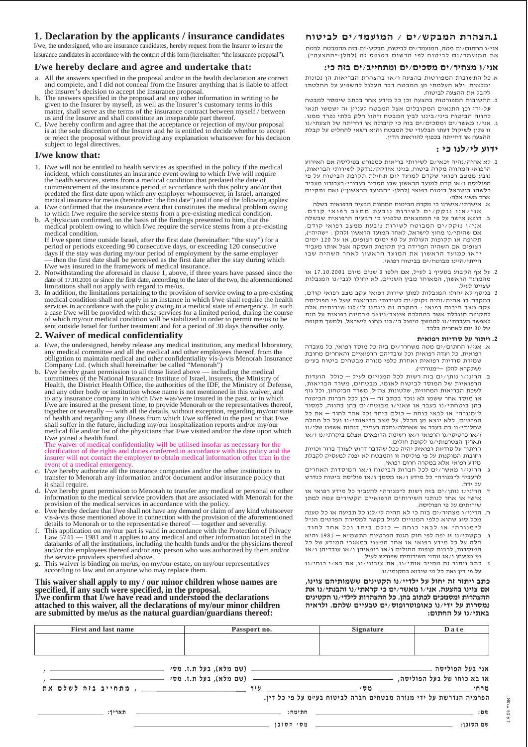# 1. Declaration by the applicants / insurance candidates

I/we, the undersigned, who are insurance candidates, hereby request from the Insurer to insure the insurance candidates in accordance with the content of this form (hereinafter: "the insurance proposal").

## I/we hereby declare and agree and undertake that:

a. All the answers specified in the proposal and/or in the health declaration are correct and complete, and I did not conceal from the Insurer anything that is liable to affect the insurer's decision to accept the insurance proposal.

b. The answers specified in the proposal and any other information in writing to be given to the Insurer by myself, as well as the Insurer's customary terms in this matter, shall serve as the terms of the insurance contract between myself / between us and the Insurer and shall constitute an inseparable part thereof.

C. I/we hereby confirm and agree that the acceptance or rejection of my/our proposal is at the sole discretion of the Insurer and he is entitled to decide whether to accept or reject the proposal without providing any explanation whatsoever for his decision subject to legal directives.

## I/we know that:

1. I/we will not be entitled to health services as specified in the policy if the medical incident, which constitutes an insurance event owing to which I/we will require the health services, stems from a medical condition that predated the date of commencement of the insurance period in accordance with this policy and/or that predated the first date upon which any employer whomsoever, in Israel, arranged medical insurance for me/us (hereinafter: "the first date") and if one of the following applies:

a. I/we confirmed that the insurance event that constitutes the medical problem owing to which I/we require the service stems from a pre-existing medical condition.

b. A physician confirmed, on the basis of the findings presented to him, that the medical problem owing to which I/we require the service stems from a pre-existing medical condition.

If I/we spent time outside Israel, after the first date (hereinafter: "the stay") for a period or periods exceeding 90 consecutive days, or exceeding 120 consecutive days if the stay was during my/our period of employment by the same employer — then the first date shall be perceived as the first date after the stay during which I/we was insured in the framework of medical insurance.

2. Notwithstanding the aforesaid in clause 1, above, if three years have passed since the date of 17.10.2001 or since the first date, according to the later of the two, the aforementioned limitations shall not apply with regard to me/us.

3. In addition, the limitations pertaining to the provision of service owing to a pre-existing medical condition shall not apply in an instance in which I/we shall require the health services in accordance with the policy owing to a medical state of emergency. In such a case I/we will be provided with these services for a limited period, during the course of which my/our medical condition will be stabilized in order to permit me/us to be sent outside Israel for further treatment and for a period of 30 days thereafter only.

# 2. Waiver of medical confidentiality

a. I/we, the undersigned, hereby release any medical institution, any medical laboratory, any medical committee and all the medical and other employees thereof, from the obligation to maintain medical and other confidentiality vis-à-vis Menorah Insurance Company Ltd. (which shall hereinafter be called "Menorah")

b. I/we hereby grant permission to all those listed above — including the medical committees of the National Insurance Institute of Israel, insurers, the Ministry of Health, the District Health Office, the authorities of the IDF, the Ministry of Defense, and any other body or institution whose name is not mentioned in this waiver, and to any insurance company in which I/we was/were insured in the past, or in which I/we are insured at the present time, to provide Menorah or the representatives thereof, together or severally — with all the details, without exception, regarding my/our state of health and regarding any illness from which I/we suffered in the past or that I/we shall suffer in the future, including my/our hospitalization reports and/or my/our medical file and/or list of the physicians that I/we visited and/or the date upon which I/we joined a health fund.

The waiver of medical confidentiality will be utilised insofar as necessary for the clarification of the rights and duties conferred in accordance with this policy and the insurer will not contact the employer to obtain medical information other than in the event of a medical emergency.

c. I/we hereby authorize all the insurance companies and/or the other institutions to transfer to Menorah any information and/or document and/or insurance policy that it shall require.

d. I/we hereby grant permission to Menorah to transfer any medical or personal or other information to the medical service providers that are associated with Menorah for the provision of the medical services in accordance with the policy.

e. I/we hereby declare that I/we shall not have any demand or claim of any kind whatsoever vis-à-vis those mentioned above in connection with the provision of the aforementioned details to Menorah or to the representative thereof — together and severally.

f. This application on my/our part is valid in accordance with the Protection of Privacy Law 5741 — 1981 and it applies to any medical and other information located in the databanks of all the institutions, including the health funds and/or the physicians thereof and/or the employees thereof and/or any person who was authorized by them and/or the service providers specified above.

g. This waiver is binding on me/us, on my/our estate, on my/our representatives according to law and on anyone who may replace them.

**This waiver shall apply to my / our minor children whose names are specified, if any such were specified, in the proposal.**
**I/we confirm that I/we have read and understood the declarations attached to this waiver, all the declarations of my/our minor children are submitted by me/us as the natural guardian/guardians thereof:**

# 1.הצהרת המבקש/ים / המועמד/ים לביטוח

אני/ו החתום/ים מטה, המועמד/ים לביטוח, מבקש/ים בזה מהמבטח לבטח את המועמד/ים לביטוח לפי הרשום בטופס זה (להלן:"ההצעה").

## אני/ו מצהיר/ים מסכים/ים ומתחייב/ים בזה כי:

א. כל התשובות המפורטות בהצעה ו/או בהצהרת הבריאות הן נכונות ומלאות, ולא העלמתי מן המבטח דבר העלול להשפיע על החלטתו לקבל את ההצעה לביטוח.

ב. התשובות המפורטות בהצעה וכן כל מידע אחר בכתב שימסר למבטח על-ידי וכן התנאים המקובלים אצל המבטח לעניין זה ישמשו תנאי לחוזה הביטוח ביני/בינינו לבין המבטח ויהוו חלק בלתי נפרד ממנו.

ג. אני/ו מאשר/ים ומסכים/ים בזה כי קיבולה או דחייתה של הצעתי/נו זו נתון לשיקול דעתו הבלעדי של המבטח והוא רשאי להחליט על קבלת ההצעה או דחייתה בכפוף להוראות הדין.

## ידוע לי/לנו כי :

1. לא אהיה/נהיה זכאי/ם לשירותי בריאות כמפורט בפוליסה אם האירוע הרפואי המהווה מקרה ביטוח, בגינו אזדקק/נזדקק לשירותי הבריאות, נובע ממצב רפואי שקדם למועד יום תחילת תקופת הביטוח על פי הפוליסה ו/או קדם למועד הראשון שבו הסדיר עבורי/עבורנו מעביד כלשהו בישראל ביטוח רפואי (להלן: "המועד הראשון") ואם נתקיים אחד משני אלה:

א. אישרתי/אישרנו כי מקרה הביטוח המהווה הבעיה הרפואית בשלה אני/אנו נזקק/ים לשירות נובעת ממצב רפואי קודם.

ב. רופא אישר על פי הממצאים שלפניו כי הבעיה הרפואית שבשלה אני/ו נזקק/ים המבוטח לשירות נובעת ממצב רפואי קודם.

אם שהיתי/נו מחוץ לישראל, לאחר המועד הראשון (להלן : "שהיה"), תקופה או תקופות העולות על 90 ימים רצופים, או על 120 ימים רצופים אם השהיה הפרידה בין תקופות העסקה אצל אותו מעביד יראו כמועד הראשון את המועד הראשון לאחר השהיה שבו הייתי/היינו מבוטח/ים בביטוח רפואי.

2. על אף הקבוע בסעיף 1 לעיל, אם חלפו 3 שנים מיום 17.10.2001 או מהמועד הראשון, המאוחר מבין השניים, לא יחולו לגבי/נו המגבלות שצוינו לעיל.

3. בנוסף לא יחולו המגבלות למתן שירות רפואי עקב מצב רפואי קודם, במקרה בו אהיה/נהיה זקוק/ים לשירותי הבריאות שעל פי הפוליסה עקב מצב חירום רפואי : במקרה זה יינתנו לי/לנו שירותים אלה לתקופה מוגבלת אשר במהלכה איוצב/ניוצב מבחינה רפואית על מנת לאפשר העברתי/נו להמשך טיפול בי/בנו מחוץ לישראל, ולמשך תקופה של 30 יום לאחריה בלבד.

# 2. ויתור על סודיות רפואית

א. אני/ו החתום/ים מטה משחרר/ים בזה כל מוסד רפואי, כל מעבדה רפואית, כל ועדה רפואית וכל עובדיהם הרפואיים והאחרים מחובת שמירת סודיות רפואית ואחרת כלפי מנורה מבטחים ביטוח בע"מ (שתקרא להלן —"מנורה").

ב. הריני/ו נותן/ים בזה רשות לכל המנויים לעיל — כולל הועדות הרפואיות של המוסד לביטוח לאומי, מבטחים, משרד הבריאות, לשכת הבריאות המחוזית, שלטונות צה"ל, משרד הביטחון, וכל גוף או מוסד אחר ששמו לא נזכר בכתב זה — וכן לכל חברות הביטוח בהן בוטחתי/נו בעבר או שאני/ו מבוטח/ים בהן בהווה, למסור ל"מנורה" או לבאי כוחה — כולם ביחד וכל אחד לחוד — את כל הפרטים, ללא יוצא מן הכלל, על מצב בריאותי/נו ועל כל מחלה שחליתי/נו בה בעבר או שאחלה/נחלה בעתיד, דוחות אשפוז שלי/נו ו/או כרטיסי/נו הרפואי ו/או רשימת הרופאים אצלם ביקרתי/נו ו/או תאריך הצטרפותי/נו לקופת חולים.

הויתור על סודיות רפואית יהיה ככל שהדבר דרוש לצורך ברור זכויות וחובות המוקנות על פי פוליסה זו והמבטח לא יפנה למעסיק לקבלת מידע רפואי אלא במקרה חרום רפואי.

ג. הריני/ו מאשר/ים לכל חברות הביטוח ו/או המוסדות האחרים להעביר ל"מנורה" כל מידע ו/או מסמך ו/או פוליסת ביטוח כנדרש על ידה.

ד. הריני/ו נותן/ים בזה רשות ל"מנורה" להעביר כל מידע רפואי או אישי או אחר לנותני השירותים הרפואיים הקשורים עמה למתן שירותים על פי הפוליסה.

ה. הריני/ו מצהיר/ים בזה כי לא תהיה לי/לנו כל תביעה או כל טענה מכל סוג שהוא כלפי המנויים לעיל בקשר למסירת הפרטים הנ"ל ל"מנורה" או לבאי כוחה — כולם ביחד וכל אחד לחוד.

ו. בקשתי/נו זו יפה לפי חוק הגנת הפרטיות התשמ"א — 1981 והיא חלה על כל מידע רפואי או אחר המצוי במאגרי המידע של כל המוסדות, לרבות קופות החולים ו/או רופאיהן ו/או עובדיהן ו/או מי מטעמן ו/או נותני השירותים שפורטו לעיל.

ז. כתב ויתור זה מחייב אותי/נו, את עזבוני/נו, את בא/י כוחי/נו על פי דין ואת כל מי שיבוא במקומי/נו.

**כתב ויתור זה יחול על ילדיי/נו הקטינים ששמותיהם צוינו, אם צוינו בהצעה. אני/ו מאשר/ים כי קראתי/נו והבנתי/נו את ההצהרות ומסמכים לכתוב בהן. כל ההצהרות לילדי/נו הקטינים נמסרות על ידי/נו כאופוטרופוס/ים טבעיים שלהם. ולראיה באתי/נו על החתום:**

| First and last name | Passport no. | Signature | Date |
|---|---|---|---|
| | | | |

אני בעל הפוליסה ______________ (שם מלא), בעל ת.ז. מס' ______________ ,

או בא כוחו של בעל הפוליסה, ______________ (שם מלא), בעל ת.ז. מס' ______________ ,

מרח' ______________ מס' ______ עיר ______________ , מתחייב בזה לשלם את הפרמיה הנדרשת על ידי מנורה מבטחים חברה לביטוח בע"מ על פי כל דין.

שם: ______________ חתימה: ______________ תאריך: ______________

שם הסוכן: ______________ מס' הסוכן ______________